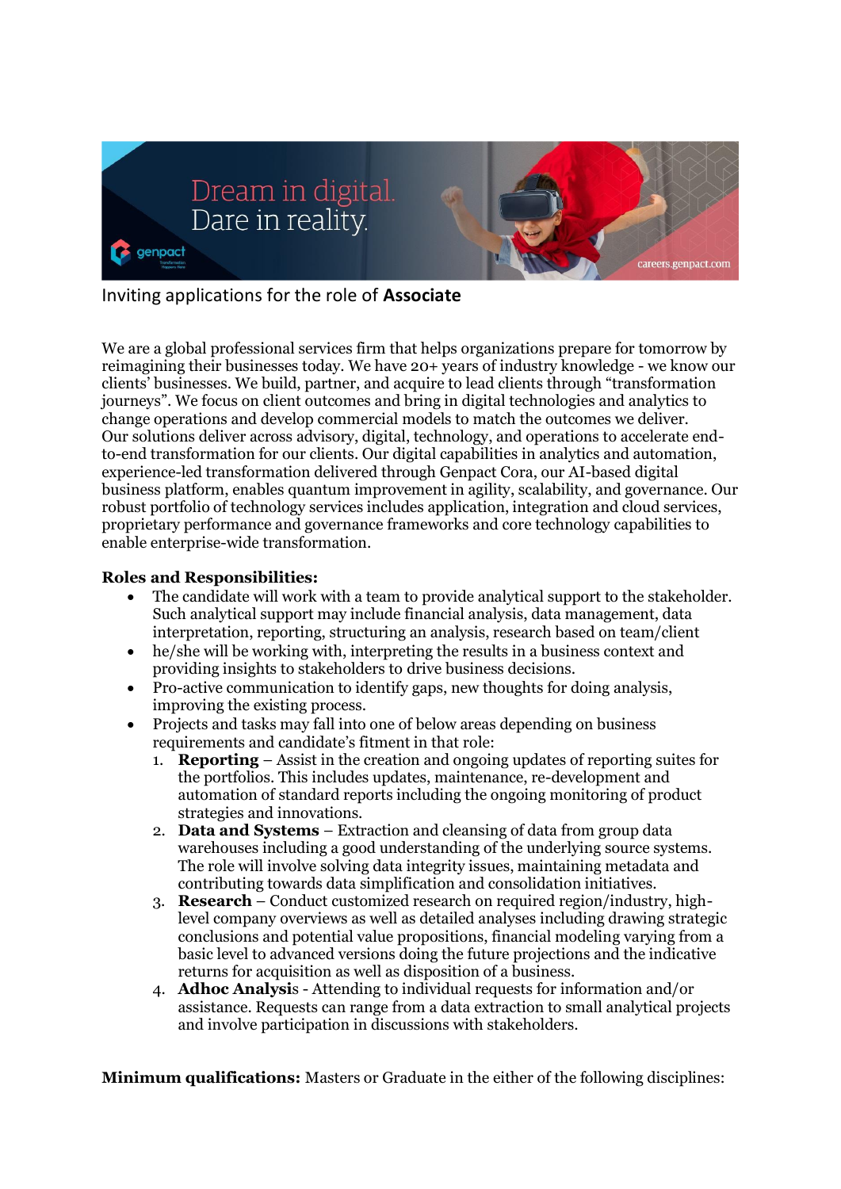Inviting applications for the role of **Associate**

We are a global professional services firm that helps organizations prepare for tomorrow by reimagining their businesses today. We have 20+ years of industry knowledge - we know our clients' businesses. We build, partner, and acquire to lead clients through "transformation journeys". We focus on client outcomes and bring in digital technologies and analytics to change operations and develop commercial models to match the outcomes we deliver. Our solutions deliver across advisory, digital, technology, and operations to accelerate end-to-end transformation for our clients. Our digital capabilities in analytics and automation, experience-led transformation delivered through Genpact Cora, our AI-based digital business platform, enables quantum improvement in agility, scalability, and governance. Our robust portfolio of technology services includes application, integration and cloud services, proprietary performance and governance frameworks and core technology capabilities to enable enterprise-wide transformation.

**Roles and Responsibilities:**

- The candidate will work with a team to provide analytical support to the stakeholder. Such analytical support may include financial analysis, data management, data interpretation, reporting, structuring an analysis, research based on team/client
- he/she will be working with, interpreting the results in a business context and providing insights to stakeholders to drive business decisions.
- Pro-active communication to identify gaps, new thoughts for doing analysis, improving the existing process.
- Projects and tasks may fall into one of below areas depending on business requirements and candidate's fitment in that role:
  1. **Reporting** – Assist in the creation and ongoing updates of reporting suites for the portfolios. This includes updates, maintenance, re-development and automation of standard reports including the ongoing monitoring of product strategies and innovations.
  2. **Data and Systems** – Extraction and cleansing of data from group data warehouses including a good understanding of the underlying source systems. The role will involve solving data integrity issues, maintaining metadata and contributing towards data simplification and consolidation initiatives.
  3. **Research** – Conduct customized research on required region/industry, high-level company overviews as well as detailed analyses including drawing strategic conclusions and potential value propositions, financial modeling varying from a basic level to advanced versions doing the future projections and the indicative returns for acquisition as well as disposition of a business.
  4. **Adhoc Analysi**s - Attending to individual requests for information and/or assistance. Requests can range from a data extraction to small analytical projects and involve participation in discussions with stakeholders.

**Minimum qualifications:** Masters or Graduate in the either of the following disciplines: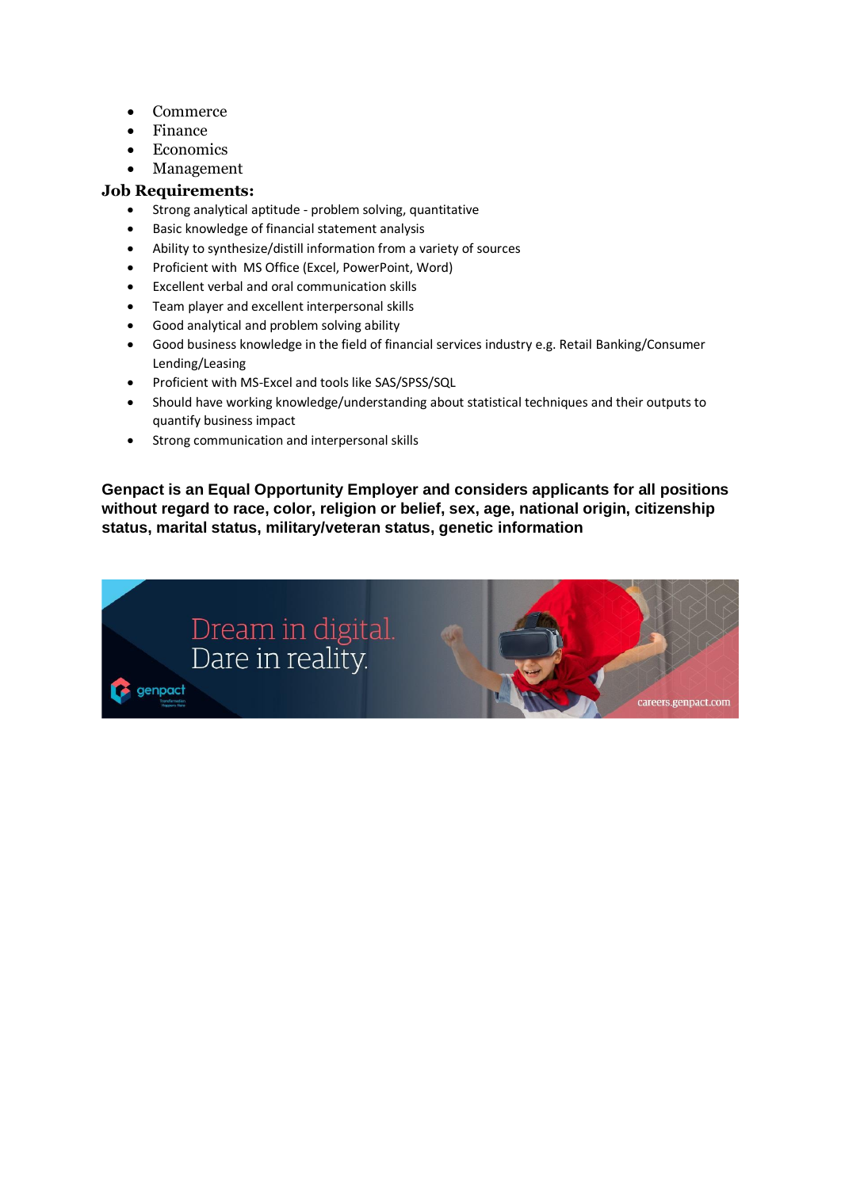- Commerce
- Finance
- Economics
- Management

**Job Requirements:**

- Strong analytical aptitude - problem solving, quantitative
- Basic knowledge of financial statement analysis
- Ability to synthesize/distill information from a variety of sources
- Proficient with MS Office (Excel, PowerPoint, Word)
- Excellent verbal and oral communication skills
- Team player and excellent interpersonal skills
- Good analytical and problem solving ability
- Good business knowledge in the field of financial services industry e.g. Retail Banking/Consumer Lending/Leasing
- Proficient with MS-Excel and tools like SAS/SPSS/SQL
- Should have working knowledge/understanding about statistical techniques and their outputs to quantify business impact
- Strong communication and interpersonal skills

**Genpact is an Equal Opportunity Employer and considers applicants for all positions without regard to race, color, religion or belief, sex, age, national origin, citizenship status, marital status, military/veteran status, genetic information**

Dream in digital.
Dare in reality.

genpact

careers.genpact.com